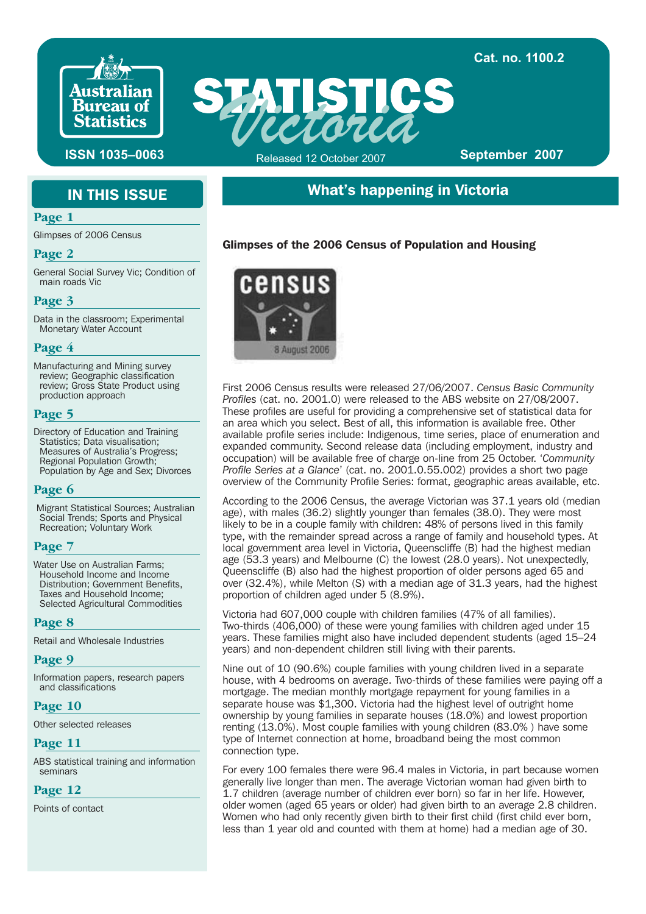Cat. no. 1100.2

Australian Bureau of Statistics

# STATISTICS Victoria

ISSN 1035–0063

Released 12 October 2007

September 2007

## IN THIS ISSUE

**Page 1**

Glimpses of 2006 Census

**Page 2**

General Social Survey Vic; Condition of main roads Vic

**Page 3**

Data in the classroom; Experimental Monetary Water Account

**Page 4**

Manufacturing and Mining survey review; Geographic classification review; Gross State Product using production approach

**Page 5**

Directory of Education and Training Statistics; Data visualisation; Measures of Australia's Progress; Regional Population Growth; Population by Age and Sex; Divorces

**Page 6**

Migrant Statistical Sources; Australian Social Trends; Sports and Physical Recreation; Voluntary Work

**Page 7**

Water Use on Australian Farms; Household Income and Income Distribution; Government Benefits, Taxes and Household Income; Selected Agricultural Commodities

**Page 8**

Retail and Wholesale Industries

**Page 9**

Information papers, research papers and classifications

**Page 10**

Other selected releases

**Page 11**

ABS statistical training and information seminars

**Page 12**

Points of contact

## What's happening in Victoria

### Glimpses of the 2006 Census of Population and Housing

census 8 August 2006

First 2006 Census results were released 27/06/2007. *Census Basic Community Profiles* (cat. no. 2001.0) were released to the ABS website on 27/08/2007. These profiles are useful for providing a comprehensive set of statistical data for an area which you select. Best of all, this information is available free. Other available profile series include: Indigenous, time series, place of enumeration and expanded community. Second release data (including employment, industry and occupation) will be available free of charge on-line from 25 October. '*Community Profile Series at a Glance*' (cat. no. 2001.0.55.002) provides a short two page overview of the Community Profile Series: format, geographic areas available, etc.

According to the 2006 Census, the average Victorian was 37.1 years old (median age), with males (36.2) slightly younger than females (38.0). They were most likely to be in a couple family with children: 48% of persons lived in this family type, with the remainder spread across a range of family and household types. At local government area level in Victoria, Queenscliffe (B) had the highest median age (53.3 years) and Melbourne (C) the lowest (28.0 years). Not unexpectedly, Queenscliffe (B) also had the highest proportion of older persons aged 65 and over (32.4%), while Melton (S) with a median age of 31.3 years, had the highest proportion of children aged under 5 (8.9%).

Victoria had 607,000 couple with children families (47% of all families). Two-thirds (406,000) of these were young families with children aged under 15 years. These families might also have included dependent students (aged 15–24 years) and non-dependent children still living with their parents.

Nine out of 10 (90.6%) couple families with young children lived in a separate house, with 4 bedrooms on average. Two-thirds of these families were paying off a mortgage. The median monthly mortgage repayment for young families in a separate house was $1,300. Victoria had the highest level of outright home ownership by young families in separate houses (18.0%) and lowest proportion renting (13.0%). Most couple families with young children (83.0% ) have some type of Internet connection at home, broadband being the most common connection type.

For every 100 females there were 96.4 males in Victoria, in part because women generally live longer than men. The average Victorian woman had given birth to 1.7 children (average number of children ever born) so far in her life. However, older women (aged 65 years or older) had given birth to an average 2.8 children. Women who had only recently given birth to their first child (first child ever born, less than 1 year old and counted with them at home) had a median age of 30.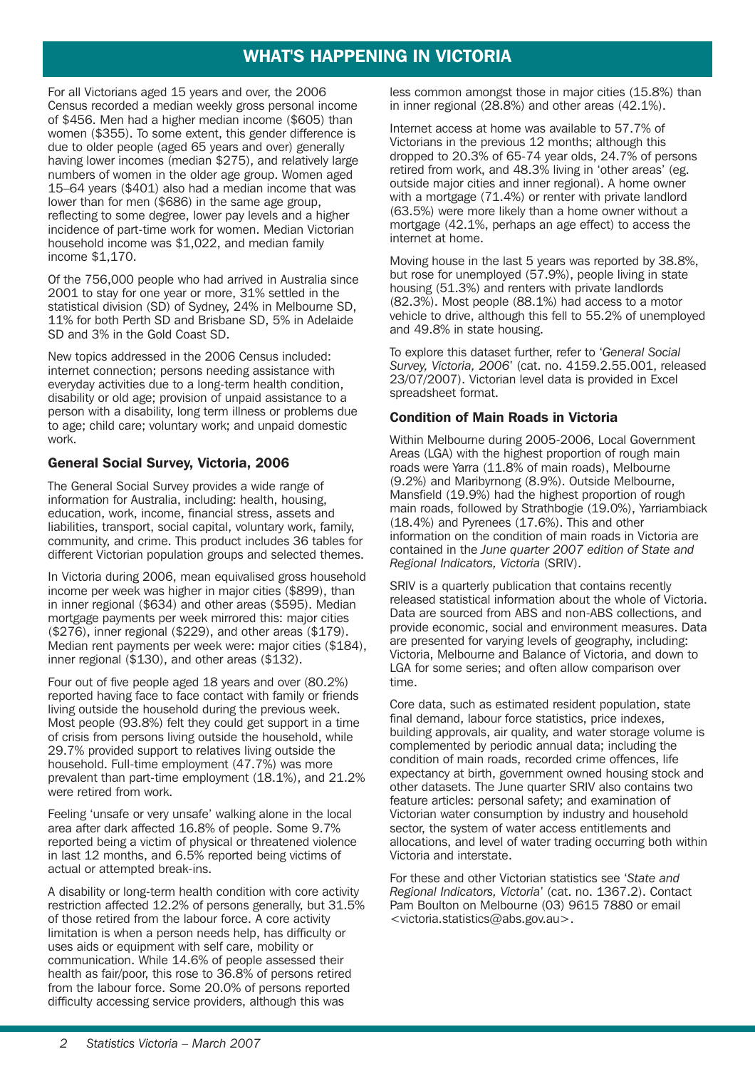# WHAT'S HAPPENING IN VICTORIA

For all Victorians aged 15 years and over, the 2006 Census recorded a median weekly gross personal income of $456. Men had a higher median income ($605) than women ($355). To some extent, this gender difference is due to older people (aged 65 years and over) generally having lower incomes (median $275), and relatively large numbers of women in the older age group. Women aged 15–64 years ($401) also had a median income that was lower than for men ($686) in the same age group, reflecting to some degree, lower pay levels and a higher incidence of part-time work for women. Median Victorian household income was $1,022, and median family income $1,170.

Of the 756,000 people who had arrived in Australia since 2001 to stay for one year or more, 31% settled in the statistical division (SD) of Sydney, 24% in Melbourne SD, 11% for both Perth SD and Brisbane SD, 5% in Adelaide SD and 3% in the Gold Coast SD.

New topics addressed in the 2006 Census included: internet connection; persons needing assistance with everyday activities due to a long-term health condition, disability or old age; provision of unpaid assistance to a person with a disability, long term illness or problems due to age; child care; voluntary work; and unpaid domestic work.

## General Social Survey, Victoria, 2006

The General Social Survey provides a wide range of information for Australia, including: health, housing, education, work, income, financial stress, assets and liabilities, transport, social capital, voluntary work, family, community, and crime. This product includes 36 tables for different Victorian population groups and selected themes.

In Victoria during 2006, mean equivalised gross household income per week was higher in major cities ($899), than in inner regional ($634) and other areas ($595). Median mortgage payments per week mirrored this: major cities ($276), inner regional ($229), and other areas ($179). Median rent payments per week were: major cities ($184), inner regional ($130), and other areas ($132).

Four out of five people aged 18 years and over (80.2%) reported having face to face contact with family or friends living outside the household during the previous week. Most people (93.8%) felt they could get support in a time of crisis from persons living outside the household, while 29.7% provided support to relatives living outside the household. Full-time employment (47.7%) was more prevalent than part-time employment (18.1%), and 21.2% were retired from work.

Feeling 'unsafe or very unsafe' walking alone in the local area after dark affected 16.8% of people. Some 9.7% reported being a victim of physical or threatened violence in last 12 months, and 6.5% reported being victims of actual or attempted break-ins.

A disability or long-term health condition with core activity restriction affected 12.2% of persons generally, but 31.5% of those retired from the labour force. A core activity limitation is when a person needs help, has difficulty or uses aids or equipment with self care, mobility or communication. While 14.6% of people assessed their health as fair/poor, this rose to 36.8% of persons retired from the labour force. Some 20.0% of persons reported difficulty accessing service providers, although this was less common amongst those in major cities (15.8%) than in inner regional (28.8%) and other areas (42.1%).

Internet access at home was available to 57.7% of Victorians in the previous 12 months; although this dropped to 20.3% of 65-74 year olds, 24.7% of persons retired from work, and 48.3% living in 'other areas' (eg. outside major cities and inner regional). A home owner with a mortgage (71.4%) or renter with private landlord (63.5%) were more likely than a home owner without a mortgage (42.1%, perhaps an age effect) to access the internet at home.

Moving house in the last 5 years was reported by 38.8%, but rose for unemployed (57.9%), people living in state housing (51.3%) and renters with private landlords (82.3%). Most people (88.1%) had access to a motor vehicle to drive, although this fell to 55.2% of unemployed and 49.8% in state housing.

To explore this dataset further, refer to '*General Social Survey, Victoria, 2006*' (cat. no. 4159.2.55.001, released 23/07/2007). Victorian level data is provided in Excel spreadsheet format.

## Condition of Main Roads in Victoria

Within Melbourne during 2005-2006, Local Government Areas (LGA) with the highest proportion of rough main roads were Yarra (11.8% of main roads), Melbourne (9.2%) and Maribyrnong (8.9%). Outside Melbourne, Mansfield (19.9%) had the highest proportion of rough main roads, followed by Strathbogie (19.0%), Yarriambiack (18.4%) and Pyrenees (17.6%). This and other information on the condition of main roads in Victoria are contained in the *June quarter 2007 edition of State and Regional Indicators, Victoria* (SRIV).

SRIV is a quarterly publication that contains recently released statistical information about the whole of Victoria. Data are sourced from ABS and non-ABS collections, and provide economic, social and environment measures. Data are presented for varying levels of geography, including: Victoria, Melbourne and Balance of Victoria, and down to LGA for some series; and often allow comparison over time.

Core data, such as estimated resident population, state final demand, labour force statistics, price indexes, building approvals, air quality, and water storage volume is complemented by periodic annual data; including the condition of main roads, recorded crime offences, life expectancy at birth, government owned housing stock and other datasets. The June quarter SRIV also contains two feature articles: personal safety; and examination of Victorian water consumption by industry and household sector, the system of water access entitlements and allocations, and level of water trading occurring both within Victoria and interstate.

For these and other Victorian statistics see '*State and Regional Indicators, Victoria*' (cat. no. 1367.2). Contact Pam Boulton on Melbourne (03) 9615 7880 or email <victoria.statistics@abs.gov.au>.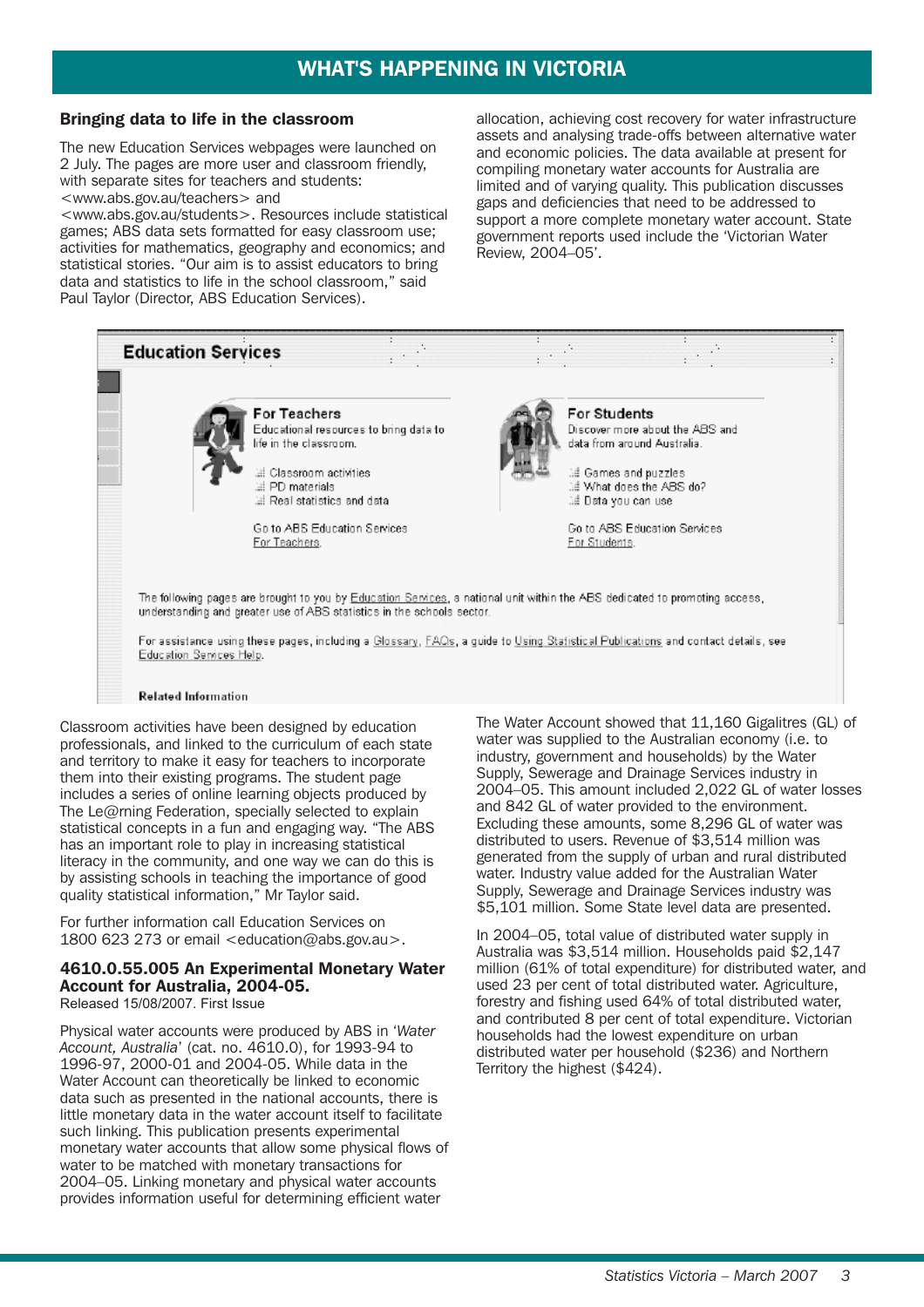# WHAT'S HAPPENING IN VICTORIA

### Bringing data to life in the classroom

The new Education Services webpages were launched on 2 July. The pages are more user and classroom friendly, with separate sites for teachers and students: <www.abs.gov.au/teachers> and <www.abs.gov.au/students>. Resources include statistical games; ABS data sets formatted for easy classroom use; activities for mathematics, geography and economics; and statistical stories. "Our aim is to assist educators to bring data and statistics to life in the school classroom," said Paul Taylor (Director, ABS Education Services).

Classroom activities have been designed by education professionals, and linked to the curriculum of each state and territory to make it easy for teachers to incorporate them into their existing programs. The student page includes a series of online learning objects produced by The Le@rning Federation, specially selected to explain statistical concepts in a fun and engaging way. "The ABS has an important role to play in increasing statistical literacy in the community, and one way we can do this is by assisting schools in teaching the importance of good quality statistical information," Mr Taylor said.

For further information call Education Services on 1800 623 273 or email <education@abs.gov.au>.

### 4610.0.55.005 An Experimental Monetary Water Account for Australia, 2004-05.

Released 15/08/2007. First Issue

Physical water accounts were produced by ABS in '*Water Account, Australia*' (cat. no. 4610.0), for 1993-94 to 1996-97, 2000-01 and 2004-05. While data in the Water Account can theoretically be linked to economic data such as presented in the national accounts, there is little monetary data in the water account itself to facilitate such linking. This publication presents experimental monetary water accounts that allow some physical flows of water to be matched with monetary transactions for 2004–05. Linking monetary and physical water accounts provides information useful for determining efficient water allocation, achieving cost recovery for water infrastructure assets and analysing trade-offs between alternative water and economic policies. The data available at present for compiling monetary water accounts for Australia are limited and of varying quality. This publication discusses gaps and deficiencies that need to be addressed to support a more complete monetary water account. State government reports used include the 'Victorian Water Review, 2004–05'.

The Water Account showed that 11,160 Gigalitres (GL) of water was supplied to the Australian economy (i.e. to industry, government and households) by the Water Supply, Sewerage and Drainage Services industry in 2004–05. This amount included 2,022 GL of water losses and 842 GL of water provided to the environment. Excluding these amounts, some 8,296 GL of water was distributed to users. Revenue of $3,514 million was generated from the supply of urban and rural distributed water. Industry value added for the Australian Water Supply, Sewerage and Drainage Services industry was $5,101 million. Some State level data are presented.

In 2004–05, total value of distributed water supply in Australia was $3,514 million. Households paid $2,147 million (61% of total expenditure) for distributed water, and used 23 per cent of total distributed water. Agriculture, forestry and fishing used 64% of total distributed water, and contributed 8 per cent of total expenditure. Victorian households had the lowest expenditure on urban distributed water per household ($236) and Northern Territory the highest ($424).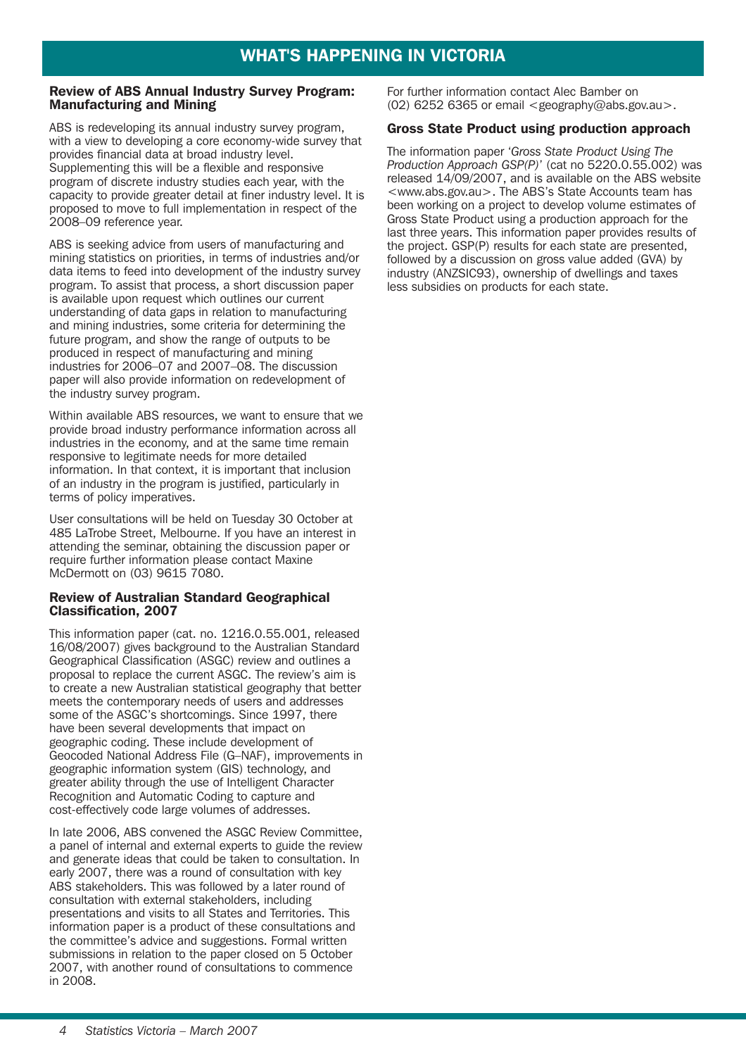# WHAT'S HAPPENING IN VICTORIA

## Review of ABS Annual Industry Survey Program: Manufacturing and Mining

ABS is redeveloping its annual industry survey program, with a view to developing a core economy-wide survey that provides financial data at broad industry level. Supplementing this will be a flexible and responsive program of discrete industry studies each year, with the capacity to provide greater detail at finer industry level. It is proposed to move to full implementation in respect of the 2008–09 reference year.

ABS is seeking advice from users of manufacturing and mining statistics on priorities, in terms of industries and/or data items to feed into development of the industry survey program. To assist that process, a short discussion paper is available upon request which outlines our current understanding of data gaps in relation to manufacturing and mining industries, some criteria for determining the future program, and show the range of outputs to be produced in respect of manufacturing and mining industries for 2006–07 and 2007–08. The discussion paper will also provide information on redevelopment of the industry survey program.

Within available ABS resources, we want to ensure that we provide broad industry performance information across all industries in the economy, and at the same time remain responsive to legitimate needs for more detailed information. In that context, it is important that inclusion of an industry in the program is justified, particularly in terms of policy imperatives.

User consultations will be held on Tuesday 30 October at 485 LaTrobe Street, Melbourne. If you have an interest in attending the seminar, obtaining the discussion paper or require further information please contact Maxine McDermott on (03) 9615 7080.

## Review of Australian Standard Geographical Classification, 2007

This information paper (cat. no. 1216.0.55.001, released 16/08/2007) gives background to the Australian Standard Geographical Classification (ASGC) review and outlines a proposal to replace the current ASGC. The review's aim is to create a new Australian statistical geography that better meets the contemporary needs of users and addresses some of the ASGC's shortcomings. Since 1997, there have been several developments that impact on geographic coding. These include development of Geocoded National Address File (G–NAF), improvements in geographic information system (GIS) technology, and greater ability through the use of Intelligent Character Recognition and Automatic Coding to capture and cost-effectively code large volumes of addresses.

In late 2006, ABS convened the ASGC Review Committee, a panel of internal and external experts to guide the review and generate ideas that could be taken to consultation. In early 2007, there was a round of consultation with key ABS stakeholders. This was followed by a later round of consultation with external stakeholders, including presentations and visits to all States and Territories. This information paper is a product of these consultations and the committee's advice and suggestions. Formal written submissions in relation to the paper closed on 5 October 2007, with another round of consultations to commence in 2008.

For further information contact Alec Bamber on (02) 6252 6365 or email <geography@abs.gov.au>.

## Gross State Product using production approach

The information paper '*Gross State Product Using The Production Approach GSP(P)*' (cat no 5220.0.55.002) was released 14/09/2007, and is available on the ABS website <www.abs.gov.au>. The ABS's State Accounts team has been working on a project to develop volume estimates of Gross State Product using a production approach for the last three years. This information paper provides results of the project. GSP(P) results for each state are presented, followed by a discussion on gross value added (GVA) by industry (ANZSIC93), ownership of dwellings and taxes less subsidies on products for each state.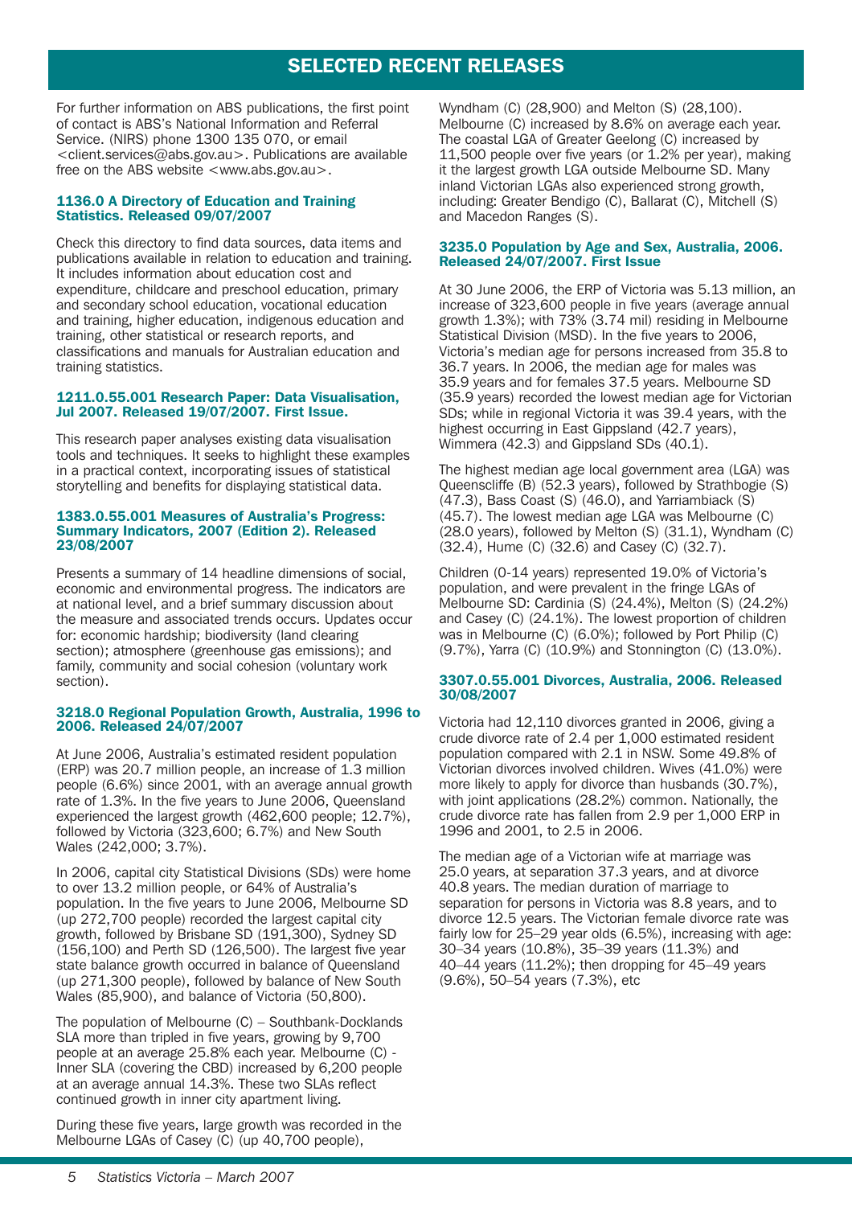## SELECTED RECENT RELEASES

For further information on ABS publications, the first point of contact is ABS's National Information and Referral Service. (NIRS) phone 1300 135 070, or email <client.services@abs.gov.au>. Publications are available free on the ABS website <www.abs.gov.au>.

### 1136.0 A Directory of Education and Training Statistics. Released 09/07/2007

Check this directory to find data sources, data items and publications available in relation to education and training. It includes information about education cost and expenditure, childcare and preschool education, primary and secondary school education, vocational education and training, higher education, indigenous education and training, other statistical or research reports, and classifications and manuals for Australian education and training statistics.

### 1211.0.55.001 Research Paper: Data Visualisation, Jul 2007. Released 19/07/2007. First Issue.

This research paper analyses existing data visualisation tools and techniques. It seeks to highlight these examples in a practical context, incorporating issues of statistical storytelling and benefits for displaying statistical data.

### 1383.0.55.001 Measures of Australia's Progress: Summary Indicators, 2007 (Edition 2). Released 23/08/2007

Presents a summary of 14 headline dimensions of social, economic and environmental progress. The indicators are at national level, and a brief summary discussion about the measure and associated trends occurs. Updates occur for: economic hardship; biodiversity (land clearing section); atmosphere (greenhouse gas emissions); and family, community and social cohesion (voluntary work section).

### 3218.0 Regional Population Growth, Australia, 1996 to 2006. Released 24/07/2007

At June 2006, Australia's estimated resident population (ERP) was 20.7 million people, an increase of 1.3 million people (6.6%) since 2001, with an average annual growth rate of 1.3%). In the five years to June 2006, Queensland experienced the largest growth (462,600 people; 12.7%), followed by Victoria (323,600; 6.7%) and New South Wales (242,000; 3.7%).

In 2006, capital city Statistical Divisions (SDs) were home to over 13.2 million people, or 64% of Australia's population. In the five years to June 2006, Melbourne SD (up 272,700 people) recorded the largest capital city growth, followed by Brisbane SD (191,300), Sydney SD (156,100) and Perth SD (126,500). The largest five year state balance growth occurred in balance of Queensland (up 271,300 people), followed by balance of New South Wales (85,900), and balance of Victoria (50,800).

The population of Melbourne (C) – Southbank-Docklands SLA more than tripled in five years, growing by 9,700 people at an average 25.8% each year. Melbourne (C) - Inner SLA (covering the CBD) increased by 6,200 people at an average annual 14.3%. These two SLAs reflect continued growth in inner city apartment living.

During these five years, large growth was recorded in the Melbourne LGAs of Casey (C) (up 40,700 people), Wyndham (C) (28,900) and Melton (S) (28,100). Melbourne (C) increased by 8.6% on average each year. The coastal LGA of Greater Geelong (C) increased by 11,500 people over five years (or 1.2% per year), making it the largest growth LGA outside Melbourne SD. Many inland Victorian LGAs also experienced strong growth, including: Greater Bendigo (C), Ballarat (C), Mitchell (S) and Macedon Ranges (S).

### 3235.0 Population by Age and Sex, Australia, 2006. Released 24/07/2007. First Issue

At 30 June 2006, the ERP of Victoria was 5.13 million, an increase of 323,600 people in five years (average annual growth 1.3%); with 73% (3.74 mil) residing in Melbourne Statistical Division (MSD). In the five years to 2006, Victoria's median age for persons increased from 35.8 to 36.7 years. In 2006, the median age for males was 35.9 years and for females 37.5 years. Melbourne SD (35.9 years) recorded the lowest median age for Victorian SDs; while in regional Victoria it was 39.4 years, with the highest occurring in East Gippsland (42.7 years), Wimmera (42.3) and Gippsland SDs (40.1).

The highest median age local government area (LGA) was Queenscliffe (B) (52.3 years), followed by Strathbogie (S) (47.3), Bass Coast (S) (46.0), and Yarriambiack (S) (45.7). The lowest median age LGA was Melbourne (C) (28.0 years), followed by Melton (S) (31.1), Wyndham (C) (32.4), Hume (C) (32.6) and Casey (C) (32.7).

Children (0-14 years) represented 19.0% of Victoria's population, and were prevalent in the fringe LGAs of Melbourne SD: Cardinia (S) (24.4%), Melton (S) (24.2%) and Casey (C) (24.1%). The lowest proportion of children was in Melbourne (C) (6.0%); followed by Port Philip (C) (9.7%), Yarra (C) (10.9%) and Stonnington (C) (13.0%).

### 3307.0.55.001 Divorces, Australia, 2006. Released 30/08/2007

Victoria had 12,110 divorces granted in 2006, giving a crude divorce rate of 2.4 per 1,000 estimated resident population compared with 2.1 in NSW. Some 49.8% of Victorian divorces involved children. Wives (41.0%) were more likely to apply for divorce than husbands (30.7%), with joint applications (28.2%) common. Nationally, the crude divorce rate has fallen from 2.9 per 1,000 ERP in 1996 and 2001, to 2.5 in 2006.

The median age of a Victorian wife at marriage was 25.0 years, at separation 37.3 years, and at divorce 40.8 years. The median duration of marriage to separation for persons in Victoria was 8.8 years, and to divorce 12.5 years. The Victorian female divorce rate was fairly low for 25–29 year olds (6.5%), increasing with age: 30–34 years (10.8%), 35–39 years (11.3%) and 40–44 years (11.2%); then dropping for 45–49 years (9.6%), 50–54 years (7.3%), etc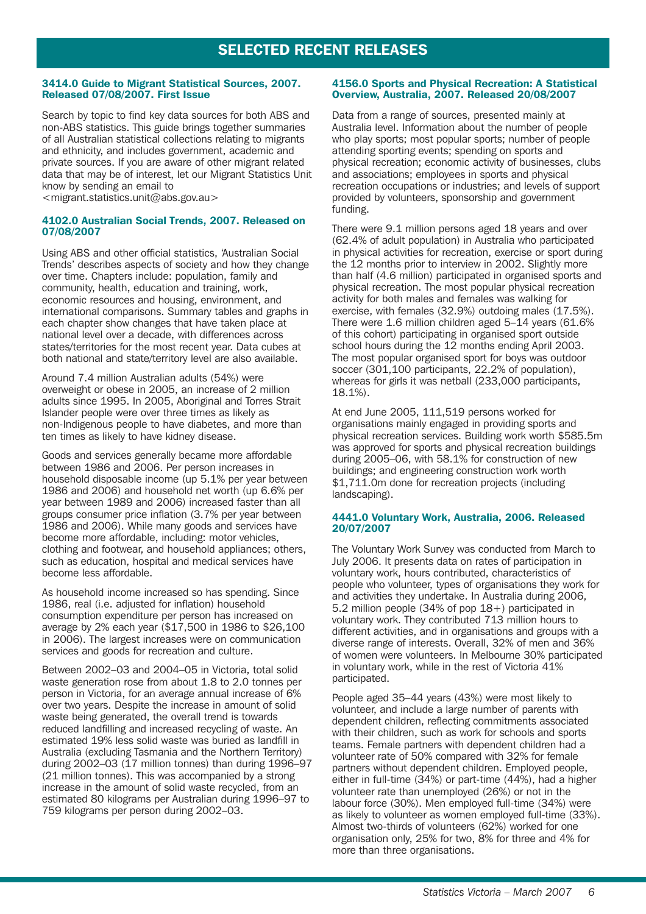# SELECTED RECENT RELEASES

### 3414.0 Guide to Migrant Statistical Sources, 2007. Released 07/08/2007. First Issue

Search by topic to find key data sources for both ABS and non-ABS statistics. This guide brings together summaries of all Australian statistical collections relating to migrants and ethnicity, and includes government, academic and private sources. If you are aware of other migrant related data that may be of interest, let our Migrant Statistics Unit know by sending an email to <migrant.statistics.unit@abs.gov.au>

### 4102.0 Australian Social Trends, 2007. Released on 07/08/2007

Using ABS and other official statistics, 'Australian Social Trends' describes aspects of society and how they change over time. Chapters include: population, family and community, health, education and training, work, economic resources and housing, environment, and international comparisons. Summary tables and graphs in each chapter show changes that have taken place at national level over a decade, with differences across states/territories for the most recent year. Data cubes at both national and state/territory level are also available.

Around 7.4 million Australian adults (54%) were overweight or obese in 2005, an increase of 2 million adults since 1995. In 2005, Aboriginal and Torres Strait Islander people were over three times as likely as non-Indigenous people to have diabetes, and more than ten times as likely to have kidney disease.

Goods and services generally became more affordable between 1986 and 2006. Per person increases in household disposable income (up 5.1% per year between 1986 and 2006) and household net worth (up 6.6% per year between 1989 and 2006) increased faster than all groups consumer price inflation (3.7% per year between 1986 and 2006). While many goods and services have become more affordable, including: motor vehicles, clothing and footwear, and household appliances; others, such as education, hospital and medical services have become less affordable.

As household income increased so has spending. Since 1986, real (i.e. adjusted for inflation) household consumption expenditure per person has increased on average by 2% each year ($17,500 in 1986 to $26,100 in 2006). The largest increases were on communication services and goods for recreation and culture.

Between 2002–03 and 2004–05 in Victoria, total solid waste generation rose from about 1.8 to 2.0 tonnes per person in Victoria, for an average annual increase of 6% over two years. Despite the increase in amount of solid waste being generated, the overall trend is towards reduced landfilling and increased recycling of waste. An estimated 19% less solid waste was buried as landfill in Australia (excluding Tasmania and the Northern Territory) during 2002–03 (17 million tonnes) than during 1996–97 (21 million tonnes). This was accompanied by a strong increase in the amount of solid waste recycled, from an estimated 80 kilograms per Australian during 1996–97 to 759 kilograms per person during 2002–03.

### 4156.0 Sports and Physical Recreation: A Statistical Overview, Australia, 2007. Released 20/08/2007

Data from a range of sources, presented mainly at Australia level. Information about the number of people who play sports; most popular sports; number of people attending sporting events; spending on sports and physical recreation; economic activity of businesses, clubs and associations; employees in sports and physical recreation occupations or industries; and levels of support provided by volunteers, sponsorship and government funding.

There were 9.1 million persons aged 18 years and over (62.4% of adult population) in Australia who participated in physical activities for recreation, exercise or sport during the 12 months prior to interview in 2002. Slightly more than half (4.6 million) participated in organised sports and physical recreation. The most popular physical recreation activity for both males and females was walking for exercise, with females (32.9%) outdoing males (17.5%). There were 1.6 million children aged 5–14 years (61.6% of this cohort) participating in organised sport outside school hours during the 12 months ending April 2003. The most popular organised sport for boys was outdoor soccer (301,100 participants, 22.2% of population), whereas for girls it was netball (233,000 participants, 18.1%).

At end June 2005, 111,519 persons worked for organisations mainly engaged in providing sports and physical recreation services. Building work worth $585.5m was approved for sports and physical recreation buildings during 2005–06, with 58.1% for construction of new buildings; and engineering construction work worth $1,711.0m done for recreation projects (including landscaping).

### 4441.0 Voluntary Work, Australia, 2006. Released 20/07/2007

The Voluntary Work Survey was conducted from March to July 2006. It presents data on rates of participation in voluntary work, hours contributed, characteristics of people who volunteer, types of organisations they work for and activities they undertake. In Australia during 2006, 5.2 million people (34% of pop 18+) participated in voluntary work. They contributed 713 million hours to different activities, and in organisations and groups with a diverse range of interests. Overall, 32% of men and 36% of women were volunteers. In Melbourne 30% participated in voluntary work, while in the rest of Victoria 41% participated.

People aged 35–44 years (43%) were most likely to volunteer, and include a large number of parents with dependent children, reflecting commitments associated with their children, such as work for schools and sports teams. Female partners with dependent children had a volunteer rate of 50% compared with 32% for female partners without dependent children. Employed people, either in full-time (34%) or part-time (44%), had a higher volunteer rate than unemployed (26%) or not in the labour force (30%). Men employed full-time (34%) were as likely to volunteer as women employed full-time (33%). Almost two-thirds of volunteers (62%) worked for one organisation only, 25% for two, 8% for three and 4% for more than three organisations.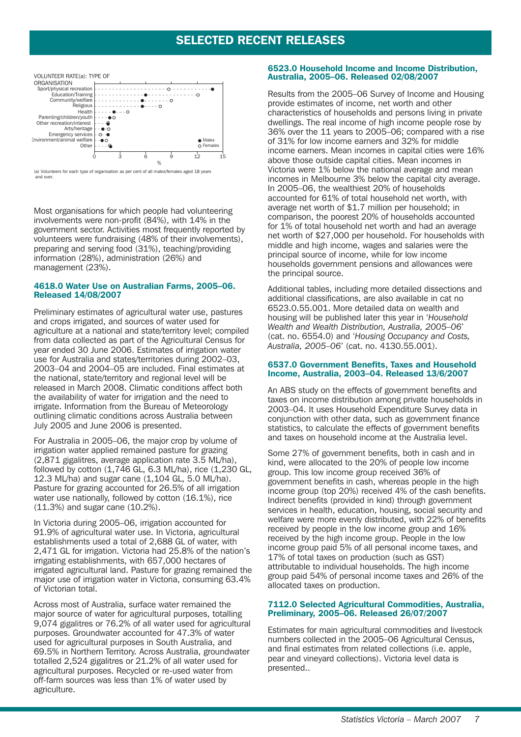## SELECTED RECENT RELEASES

VOLUNTEER RATE(a): TYPE OF ORGANISATION

Sport/physical recreation
Education/Training
Community/welfare
Religious
Health
Parenting/children/youth
Other recreation/interest
Arts/heritage
Emergency services
Environment/animal welfare
Other

● Males
○ Females

0 3 6 9 12 15
%

(a) Volunteers for each type of organisation as per cent of all males/females aged 18 years and over.

Most organisations for which people had volunteering involvements were non-profit (84%), with 14% in the government sector. Activities most frequently reported by volunteers were fundraising (48% of their involvements), preparing and serving food (31%), teaching/providing information (28%), administration (26%) and management (23%).

### 4618.0 Water Use on Australian Farms, 2005–06. Released 14/08/2007

Preliminary estimates of agricultural water use, pastures and crops irrigated, and sources of water used for agriculture at a national and state/territory level; compiled from data collected as part of the Agricultural Census for year ended 30 June 2006. Estimates of irrigation water use for Australia and states/territories during 2002–03, 2003–04 and 2004–05 are included. Final estimates at the national, state/territory and regional level will be released in March 2008. Climatic conditions affect both the availability of water for irrigation and the need to irrigate. Information from the Bureau of Meteorology outlining climatic conditions across Australia between July 2005 and June 2006 is presented.

For Australia in 2005–06, the major crop by volume of irrigation water applied remained pasture for grazing (2,871 gigalitres, average application rate 3.5 ML/ha), followed by cotton (1,746 GL, 6.3 ML/ha), rice (1,230 GL, 12.3 ML/ha) and sugar cane (1,104 GL, 5.0 ML/ha). Pasture for grazing accounted for 26.5% of all irrigation water use nationally, followed by cotton (16.1%), rice (11.3%) and sugar cane (10.2%).

In Victoria during 2005–06, irrigation accounted for 91.9% of agricultural water use. In Victoria, agricultural establishments used a total of 2,688 GL of water, with 2,471 GL for irrigation. Victoria had 25.8% of the nation's irrigating establishments, with 657,000 hectares of irrigated agricultural land. Pasture for grazing remained the major use of irrigation water in Victoria, consuming 63.4% of Victorian total.

Across most of Australia, surface water remained the major source of water for agricultural purposes, totalling 9,074 gigalitres or 76.2% of all water used for agricultural purposes. Groundwater accounted for 47.3% of water used for agricultural purposes in South Australia, and 69.5% in Northern Territory. Across Australia, groundwater totalled 2,524 gigalitres or 21.2% of all water used for agricultural purposes. Recycled or re-used water from off-farm sources was less than 1% of water used by agriculture.

### 6523.0 Household Income and Income Distribution, Australia, 2005–06. Released 02/08/2007

Results from the 2005–06 Survey of Income and Housing provide estimates of income, net worth and other characteristics of households and persons living in private dwellings. The real income of high income people rose by 36% over the 11 years to 2005–06; compared with a rise of 31% for low income earners and 32% for middle income earners. Mean incomes in capital cities were 16% above those outside capital cities. Mean incomes in Victoria were 1% below the national average and mean incomes in Melbourne 3% below the capital city average. In 2005–06, the wealthiest 20% of households accounted for 61% of total household net worth, with average net worth of $1.7 million per household; in comparison, the poorest 20% of households accounted for 1% of total household net worth and had an average net worth of $27,000 per household. For households with middle and high income, wages and salaries were the principal source of income, while for low income households government pensions and allowances were the principal source.

Additional tables, including more detailed dissections and additional classifications, are also available in cat no 6523.0.55.001. More detailed data on wealth and housing will be published later this year in '*Household Wealth and Wealth Distribution, Australia, 2005–06*' (cat. no. 6554.0) and '*Housing Occupancy and Costs, Australia, 2005–06*' (cat. no. 4130.55.001).

### 6537.0 Government Benefits, Taxes and Household Income, Australia, 2003–04. Released 13/6/2007

An ABS study on the effects of government benefits and taxes on income distribution among private households in 2003–04. It uses Household Expenditure Survey data in conjunction with other data, such as government finance statistics, to calculate the effects of government benefits and taxes on household income at the Australia level.

Some 27% of government benefits, both in cash and in kind, were allocated to the 20% of people low income group. This low income group received 36% of government benefits in cash, whereas people in the high income group (top 20%) received 4% of the cash benefits. Indirect benefits (provided in kind) through government services in health, education, housing, social security and welfare were more evenly distributed, with 22% of benefits received by people in the low income group and 16% received by the high income group. People in the low income group paid 5% of all personal income taxes, and 17% of total taxes on production (such as GST) attributable to individual households. The high income group paid 54% of personal income taxes and 26% of the allocated taxes on production.

### 7112.0 Selected Agricultural Commodities, Australia, Preliminary, 2005–06. Released 26/07/2007

Estimates for main agricultural commodities and livestock numbers collected in the 2005–06 Agricultural Census, and final estimates from related collections (i.e. apple, pear and vineyard collections). Victoria level data is presented..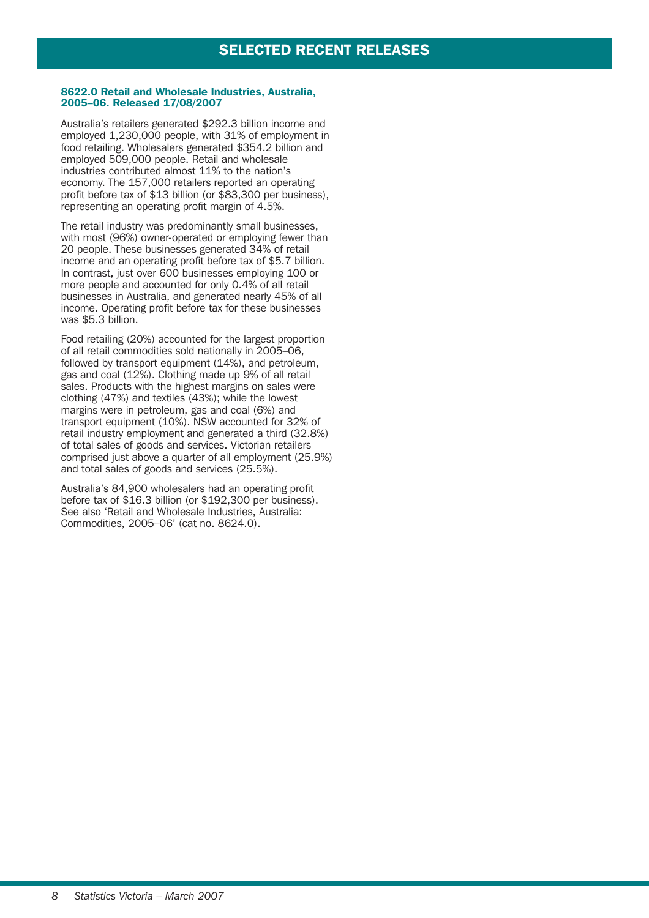# SELECTED RECENT RELEASES

**8622.0 Retail and Wholesale Industries, Australia, 2005–06. Released 17/08/2007**

Australia's retailers generated $292.3 billion income and employed 1,230,000 people, with 31% of employment in food retailing. Wholesalers generated $354.2 billion and employed 509,000 people. Retail and wholesale industries contributed almost 11% to the nation's economy. The 157,000 retailers reported an operating profit before tax of $13 billion (or $83,300 per business), representing an operating profit margin of 4.5%.

The retail industry was predominantly small businesses, with most (96%) owner-operated or employing fewer than 20 people. These businesses generated 34% of retail income and an operating profit before tax of $5.7 billion. In contrast, just over 600 businesses employing 100 or more people and accounted for only 0.4% of all retail businesses in Australia, and generated nearly 45% of all income. Operating profit before tax for these businesses was $5.3 billion.

Food retailing (20%) accounted for the largest proportion of all retail commodities sold nationally in 2005–06, followed by transport equipment (14%), and petroleum, gas and coal (12%). Clothing made up 9% of all retail sales. Products with the highest margins on sales were clothing (47%) and textiles (43%); while the lowest margins were in petroleum, gas and coal (6%) and transport equipment (10%). NSW accounted for 32% of retail industry employment and generated a third (32.8%) of total sales of goods and services. Victorian retailers comprised just above a quarter of all employment (25.9%) and total sales of goods and services (25.5%).

Australia's 84,900 wholesalers had an operating profit before tax of $16.3 billion (or $192,300 per business). See also 'Retail and Wholesale Industries, Australia: Commodities, 2005–06' (cat no. 8624.0).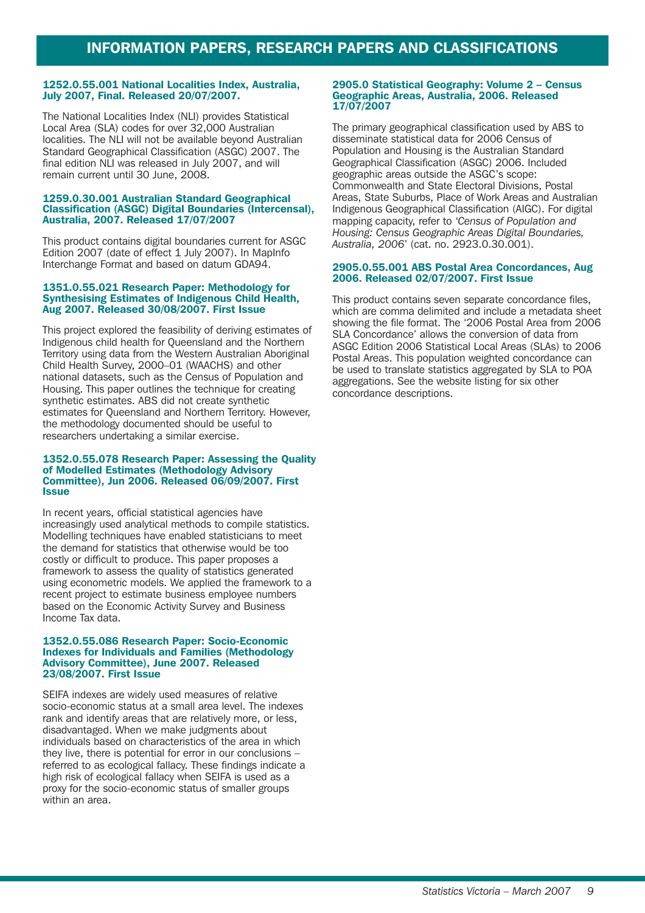# INFORMATION PAPERS, RESEARCH PAPERS AND CLASSIFICATIONS

### 1252.0.55.001 National Localities Index, Australia, July 2007, Final. Released 20/07/2007.

The National Localities Index (NLI) provides Statistical Local Area (SLA) codes for over 32,000 Australian localities. The NLI will not be available beyond Australian Standard Geographical Classification (ASGC) 2007. The final edition NLI was released in July 2007, and will remain current until 30 June, 2008.

### 1259.0.30.001 Australian Standard Geographical Classification (ASGC) Digital Boundaries (Intercensal), Australia, 2007. Released 17/07/2007

This product contains digital boundaries current for ASGC Edition 2007 (date of effect 1 July 2007). In MapInfo Interchange Format and based on datum GDA94.

### 1351.0.55.021 Research Paper: Methodology for Synthesising Estimates of Indigenous Child Health, Aug 2007. Released 30/08/2007. First Issue

This project explored the feasibility of deriving estimates of Indigenous child health for Queensland and the Northern Territory using data from the Western Australian Aboriginal Child Health Survey, 2000–01 (WAACHS) and other national datasets, such as the Census of Population and Housing. This paper outlines the technique for creating synthetic estimates. ABS did not create synthetic estimates for Queensland and Northern Territory. However, the methodology documented should be useful to researchers undertaking a similar exercise.

### 1352.0.55.078 Research Paper: Assessing the Quality of Modelled Estimates (Methodology Advisory Committee), Jun 2006. Released 06/09/2007. First Issue

In recent years, official statistical agencies have increasingly used analytical methods to compile statistics. Modelling techniques have enabled statisticians to meet the demand for statistics that otherwise would be too costly or difficult to produce. This paper proposes a framework to assess the quality of statistics generated using econometric models. We applied the framework to a recent project to estimate business employee numbers based on the Economic Activity Survey and Business Income Tax data.

### 1352.0.55.086 Research Paper: Socio-Economic Indexes for Individuals and Families (Methodology Advisory Committee), June 2007. Released 23/08/2007. First Issue

SEIFA indexes are widely used measures of relative socio-economic status at a small area level. The indexes rank and identify areas that are relatively more, or less, disadvantaged. When we make judgments about individuals based on characteristics of the area in which they live, there is potential for error in our conclusions – referred to as ecological fallacy. These findings indicate a high risk of ecological fallacy when SEIFA is used as a proxy for the socio-economic status of smaller groups within an area.

### 2905.0 Statistical Geography: Volume 2 – Census Geographic Areas, Australia, 2006. Released 17/07/2007

The primary geographical classification used by ABS to disseminate statistical data for 2006 Census of Population and Housing is the Australian Standard Geographical Classification (ASGC) 2006. Included geographic areas outside the ASGC's scope: Commonwealth and State Electoral Divisions, Postal Areas, State Suburbs, Place of Work Areas and Australian Indigenous Geographical Classification (AIGC). For digital mapping capacity, refer to '*Census of Population and Housing: Census Geographic Areas Digital Boundaries, Australia, 2006*' (cat. no. 2923.0.30.001).

### 2905.0.55.001 ABS Postal Area Concordances, Aug 2006. Released 02/07/2007. First Issue

This product contains seven separate concordance files, which are comma delimited and include a metadata sheet showing the file format. The '2006 Postal Area from 2006 SLA Concordance' allows the conversion of data from ASGC Edition 2006 Statistical Local Areas (SLAs) to 2006 Postal Areas. This population weighted concordance can be used to translate statistics aggregated by SLA to POA aggregations. See the website listing for six other concordance descriptions.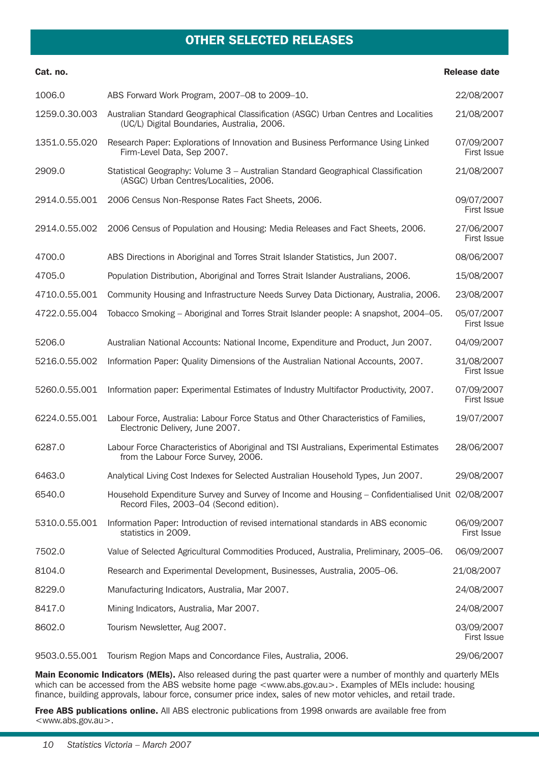## OTHER SELECTED RELEASES

| Cat. no. | | Release date |
|---|---|---|
| 1006.0 | ABS Forward Work Program, 2007–08 to 2009–10. | 22/08/2007 |
| 1259.0.30.003 | Australian Standard Geographical Classification (ASGC) Urban Centres and Localities (UC/L) Digital Boundaries, Australia, 2006. | 21/08/2007 |
| 1351.0.55.020 | Research Paper: Explorations of Innovation and Business Performance Using Linked Firm-Level Data, Sep 2007. | 07/09/2007 First Issue |
| 2909.0 | Statistical Geography: Volume 3 – Australian Standard Geographical Classification (ASGC) Urban Centres/Localities, 2006. | 21/08/2007 |
| 2914.0.55.001 | 2006 Census Non-Response Rates Fact Sheets, 2006. | 09/07/2007 First Issue |
| 2914.0.55.002 | 2006 Census of Population and Housing: Media Releases and Fact Sheets, 2006. | 27/06/2007 First Issue |
| 4700.0 | ABS Directions in Aboriginal and Torres Strait Islander Statistics, Jun 2007. | 08/06/2007 |
| 4705.0 | Population Distribution, Aboriginal and Torres Strait Islander Australians, 2006. | 15/08/2007 |
| 4710.0.55.001 | Community Housing and Infrastructure Needs Survey Data Dictionary, Australia, 2006. | 23/08/2007 |
| 4722.0.55.004 | Tobacco Smoking – Aboriginal and Torres Strait Islander people: A snapshot, 2004–05. | 05/07/2007 First Issue |
| 5206.0 | Australian National Accounts: National Income, Expenditure and Product, Jun 2007. | 04/09/2007 |
| 5216.0.55.002 | Information Paper: Quality Dimensions of the Australian National Accounts, 2007. | 31/08/2007 First Issue |
| 5260.0.55.001 | Information paper: Experimental Estimates of Industry Multifactor Productivity, 2007. | 07/09/2007 First Issue |
| 6224.0.55.001 | Labour Force, Australia: Labour Force Status and Other Characteristics of Families, Electronic Delivery, June 2007. | 19/07/2007 |
| 6287.0 | Labour Force Characteristics of Aboriginal and TSI Australians, Experimental Estimates from the Labour Force Survey, 2006. | 28/06/2007 |
| 6463.0 | Analytical Living Cost Indexes for Selected Australian Household Types, Jun 2007. | 29/08/2007 |
| 6540.0 | Household Expenditure Survey and Survey of Income and Housing – Confidentialised Unit Record Files, 2003–04 (Second edition). | 02/08/2007 |
| 5310.0.55.001 | Information Paper: Introduction of revised international standards in ABS economic statistics in 2009. | 06/09/2007 First Issue |
| 7502.0 | Value of Selected Agricultural Commodities Produced, Australia, Preliminary, 2005–06. | 06/09/2007 |
| 8104.0 | Research and Experimental Development, Businesses, Australia, 2005–06. | 21/08/2007 |
| 8229.0 | Manufacturing Indicators, Australia, Mar 2007. | 24/08/2007 |
| 8417.0 | Mining Indicators, Australia, Mar 2007. | 24/08/2007 |
| 8602.0 | Tourism Newsletter, Aug 2007. | 03/09/2007 First Issue |
| 9503.0.55.001 | Tourism Region Maps and Concordance Files, Australia, 2006. | 29/06/2007 |

**Main Economic Indicators (MEIs).** Also released during the past quarter were a number of monthly and quarterly MEIs which can be accessed from the ABS website home page <www.abs.gov.au>. Examples of MEIs include: housing finance, building approvals, labour force, consumer price index, sales of new motor vehicles, and retail trade.

**Free ABS publications online.** All ABS electronic publications from 1998 onwards are available free from <www.abs.gov.au>.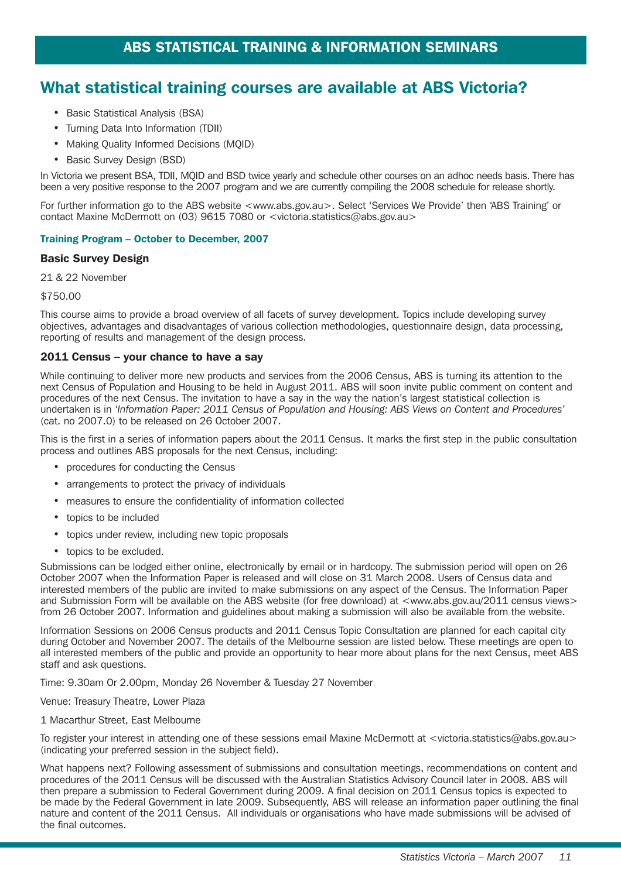## ABS STATISTICAL TRAINING & INFORMATION SEMINARS

# What statistical training courses are available at ABS Victoria?

- Basic Statistical Analysis (BSA)
- Turning Data Into Information (TDII)
- Making Quality Informed Decisions (MQID)
- Basic Survey Design (BSD)

In Victoria we present BSA, TDII, MQID and BSD twice yearly and schedule other courses on an adhoc needs basis. There has been a very positive response to the 2007 program and we are currently compiling the 2008 schedule for release shortly.

For further information go to the ABS website <www.abs.gov.au>. Select 'Services We Provide' then 'ABS Training' or contact Maxine McDermott on (03) 9615 7080 or <victoria.statistics@abs.gov.au>

#### Training Program – October to December, 2007

### Basic Survey Design

21 & 22 November

$750.00

This course aims to provide a broad overview of all facets of survey development. Topics include developing survey objectives, advantages and disadvantages of various collection methodologies, questionnaire design, data processing, reporting of results and management of the design process.

### 2011 Census – your chance to have a say

While continuing to deliver more new products and services from the 2006 Census, ABS is turning its attention to the next Census of Population and Housing to be held in August 2011. ABS will soon invite public comment on content and procedures of the next Census. The invitation to have a say in the way the nation's largest statistical collection is undertaken is in *'Information Paper: 2011 Census of Population and Housing: ABS Views on Content and Procedures'* (cat. no 2007.0) to be released on 26 October 2007.

This is the first in a series of information papers about the 2011 Census. It marks the first step in the public consultation process and outlines ABS proposals for the next Census, including:

- procedures for conducting the Census
- arrangements to protect the privacy of individuals
- measures to ensure the confidentiality of information collected
- topics to be included
- topics under review, including new topic proposals
- topics to be excluded.

Submissions can be lodged either online, electronically by email or in hardcopy. The submission period will open on 26 October 2007 when the Information Paper is released and will close on 31 March 2008. Users of Census data and interested members of the public are invited to make submissions on any aspect of the Census. The Information Paper and Submission Form will be available on the ABS website (for free download) at <www.abs.gov.au/2011 census views> from 26 October 2007. Information and guidelines about making a submission will also be available from the website.

Information Sessions on 2006 Census products and 2011 Census Topic Consultation are planned for each capital city during October and November 2007. The details of the Melbourne session are listed below. These meetings are open to all interested members of the public and provide an opportunity to hear more about plans for the next Census, meet ABS staff and ask questions.

Time: 9.30am Or 2.00pm, Monday 26 November & Tuesday 27 November

Venue: Treasury Theatre, Lower Plaza

1 Macarthur Street, East Melbourne

To register your interest in attending one of these sessions email Maxine McDermott at <victoria.statistics@abs.gov.au> (indicating your preferred session in the subject field).

What happens next? Following assessment of submissions and consultation meetings, recommendations on content and procedures of the 2011 Census will be discussed with the Australian Statistics Advisory Council later in 2008. ABS will then prepare a submission to Federal Government during 2009. A final decision on 2011 Census topics is expected to be made by the Federal Government in late 2009. Subsequently, ABS will release an information paper outlining the final nature and content of the 2011 Census. All individuals or organisations who have made submissions will be advised of the final outcomes.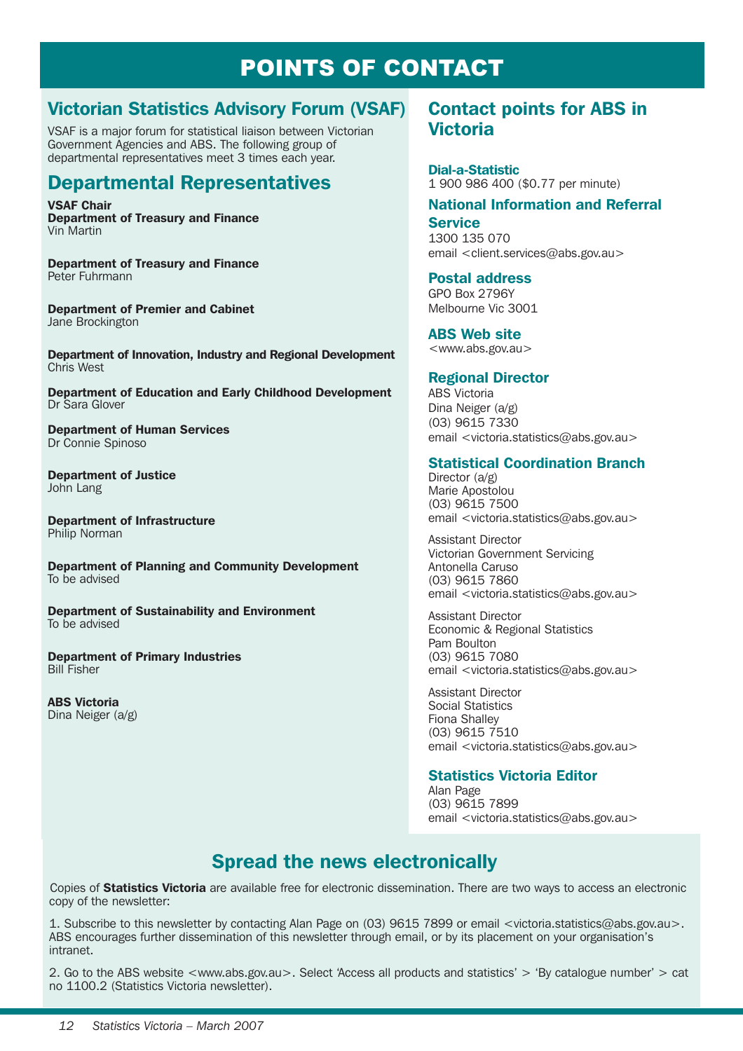# POINTS OF CONTACT

## Victorian Statistics Advisory Forum (VSAF)

VSAF is a major forum for statistical liaison between Victorian Government Agencies and ABS. The following group of departmental representatives meet 3 times each year.

## Departmental Representatives

**VSAF Chair**
**Department of Treasury and Finance**
Vin Martin

**Department of Treasury and Finance**
Peter Fuhrmann

**Department of Premier and Cabinet**
Jane Brockington

**Department of Innovation, Industry and Regional Development**
Chris West

**Department of Education and Early Childhood Development**
Dr Sara Glover

**Department of Human Services**
Dr Connie Spinoso

**Department of Justice**
John Lang

**Department of Infrastructure**
Philip Norman

**Department of Planning and Community Development**
To be advised

**Department of Sustainability and Environment**
To be advised

**Department of Primary Industries**
Bill Fisher

**ABS Victoria**
Dina Neiger (a/g)

## Contact points for ABS in Victoria

### Dial-a-Statistic
1 900 986 400 ($0.77 per minute)

### National Information and Referral Service
1300 135 070
email <client.services@abs.gov.au>

### Postal address
GPO Box 2796Y
Melbourne Vic 3001

### ABS Web site
<www.abs.gov.au>

### Regional Director
ABS Victoria
Dina Neiger (a/g)
(03) 9615 7330
email <victoria.statistics@abs.gov.au>

### Statistical Coordination Branch
Director (a/g)
Marie Apostolou
(03) 9615 7500
email <victoria.statistics@abs.gov.au>

Assistant Director
Victorian Government Servicing
Antonella Caruso
(03) 9615 7860
email <victoria.statistics@abs.gov.au>

Assistant Director
Economic & Regional Statistics
Pam Boulton
(03) 9615 7080
email <victoria.statistics@abs.gov.au>

Assistant Director
Social Statistics
Fiona Shalley
(03) 9615 7510
email <victoria.statistics@abs.gov.au>

### Statistics Victoria Editor
Alan Page
(03) 9615 7899
email <victoria.statistics@abs.gov.au>

## Spread the news electronically

Copies of **Statistics Victoria** are available free for electronic dissemination. There are two ways to access an electronic copy of the newsletter:

1. Subscribe to this newsletter by contacting Alan Page on (03) 9615 7899 or email <victoria.statistics@abs.gov.au>. ABS encourages further dissemination of this newsletter through email, or by its placement on your organisation's intranet.

2. Go to the ABS website <www.abs.gov.au>. Select 'Access all products and statistics' > 'By catalogue number' > cat no 1100.2 (Statistics Victoria newsletter).